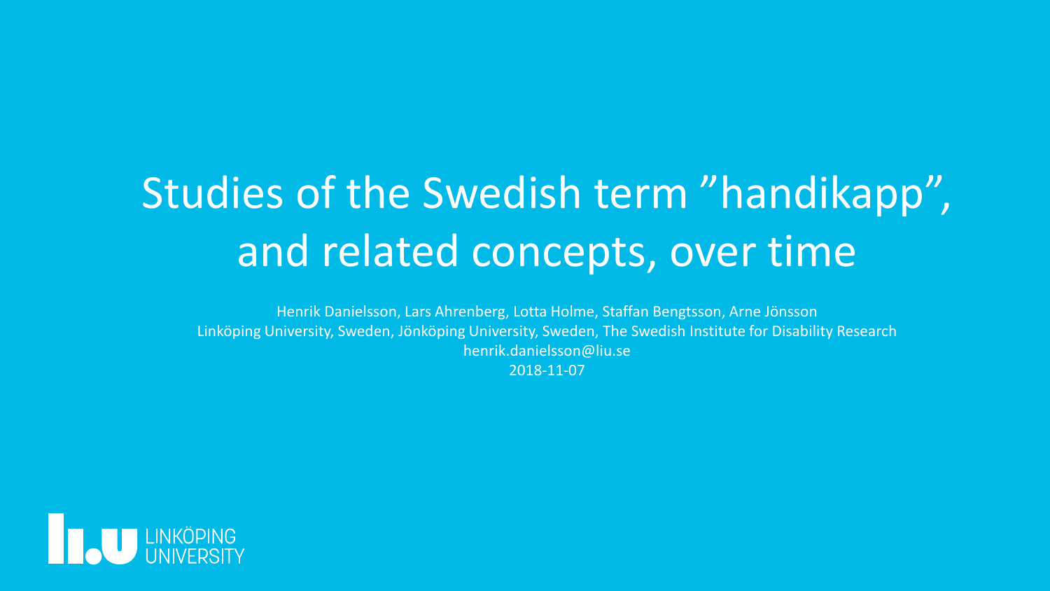# Studies of the Swedish term ”handikapp”, and related concepts, over time

Henrik Danielsson, Lars Ahrenberg, Lotta Holme, Staffan Bengtsson, Arne Jönsson

Linköping University, Sweden, Jönköping University, Sweden, The Swedish Institute for Disability Research

henrik.danielsson@liu.se

2018-11-07

LINKÖPING UNIVERSITY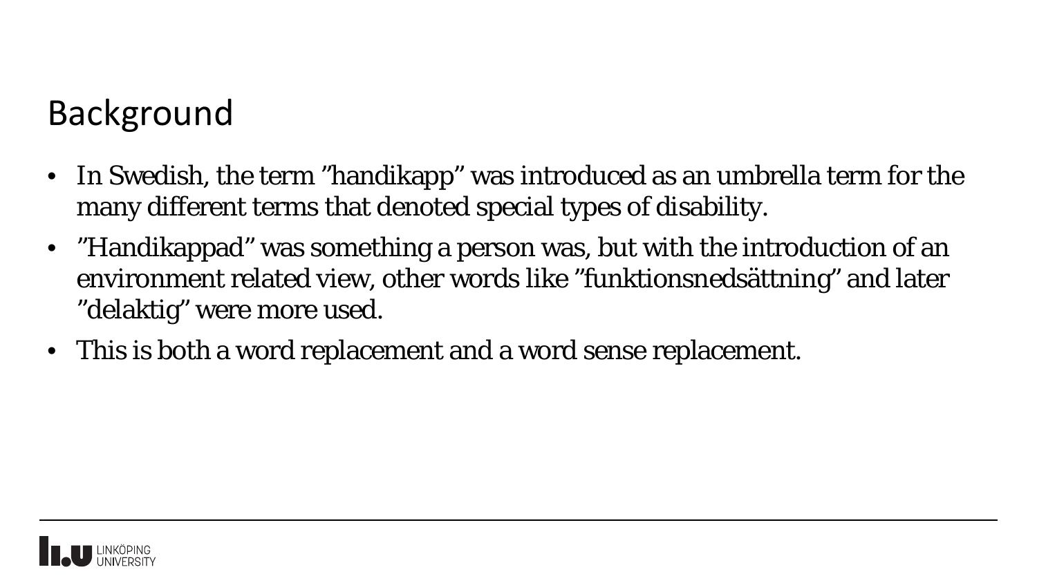# Background

- In Swedish, the term ”handikapp” was introduced as an umbrella term for the many different terms that denoted special types of disability.
- ”Handikappad” was something a person was, but with the introduction of an environment related view, other words like ”funktionsnedsättning” and later ”delaktig” were more used.
- This is both a word replacement and a word sense replacement.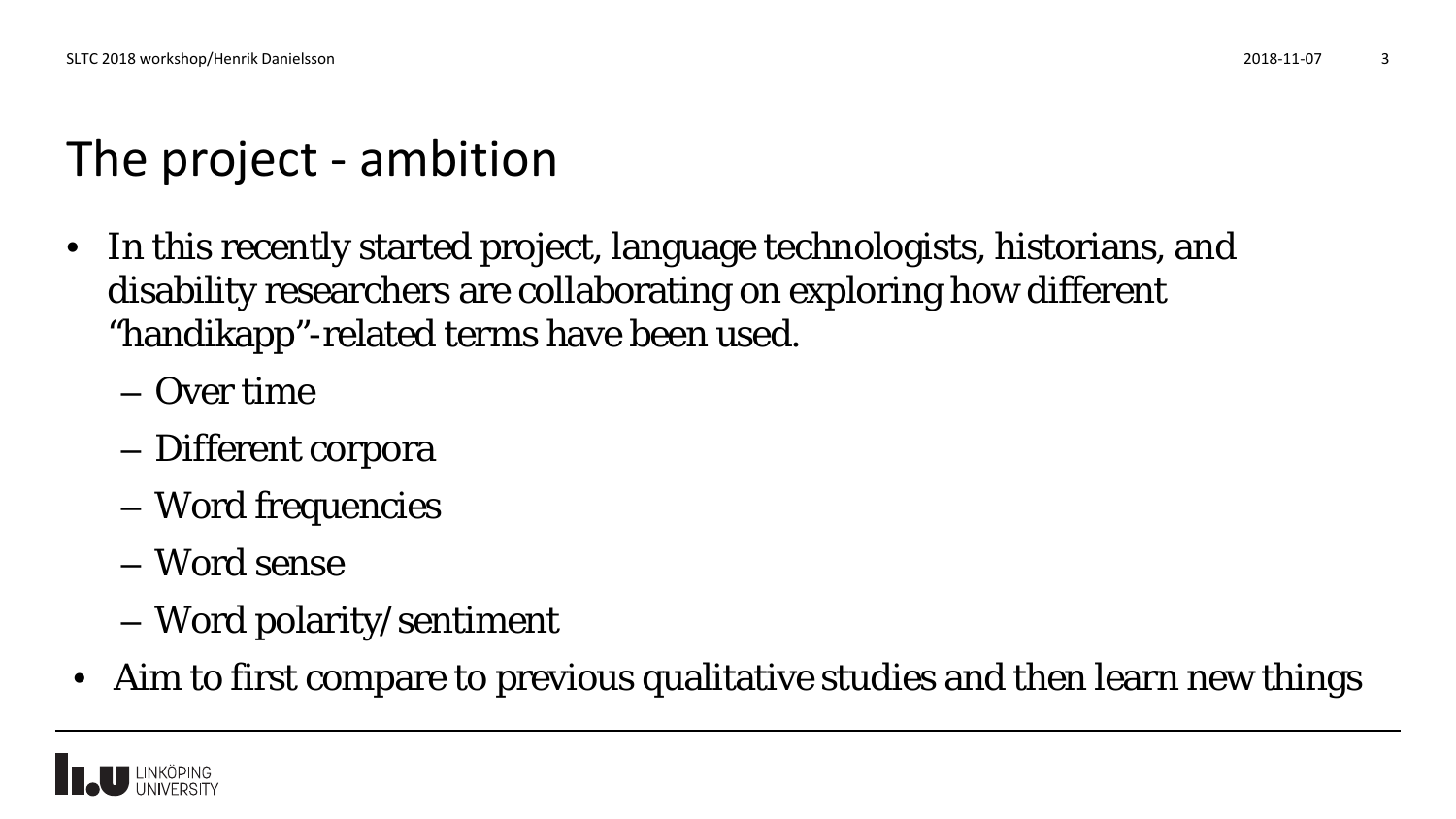# The project - ambition

- In this recently started project, language technologists, historians, and disability researchers are collaborating on exploring how different "handikapp"-related terms have been used.
  - Over time
  - Different corpora
  - Word frequencies
  - Word sense
  - Word polarity/sentiment
- Aim to first compare to previous qualitative studies and then learn new things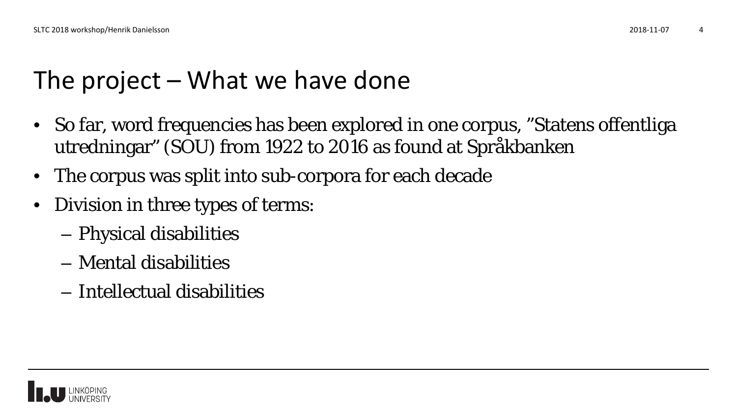# The project – What we have done

- So far, word frequencies has been explored in one corpus, ”Statens offentliga utredningar” (SOU) from 1922 to 2016 as found at Språkbanken
- The corpus was split into sub-corpora for each decade
- Division in three types of terms:
  - Physical disabilities
  - Mental disabilities
  - Intellectual disabilities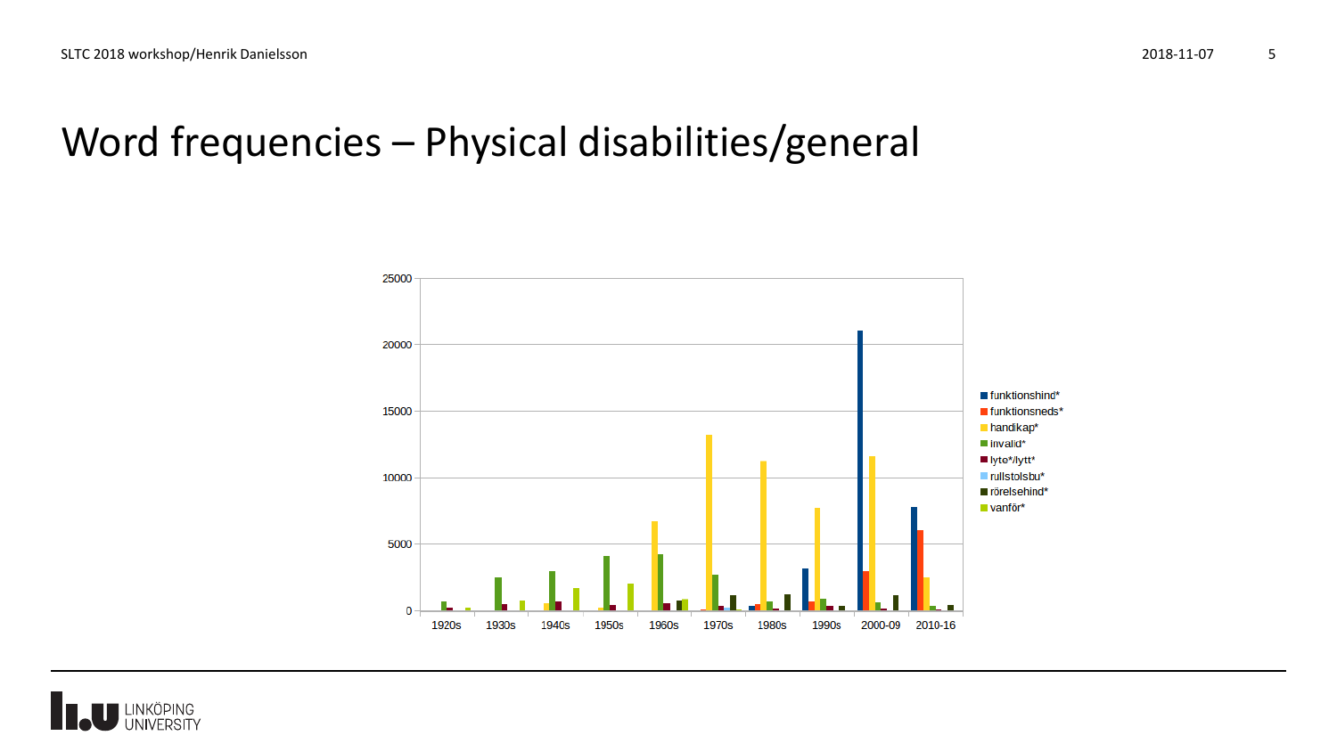# Word frequencies – Physical disabilities/general

- funktionshind*
- funktionsneds*
- handikap*
- invalid*
- lyte*/lytt*
- rullstolsbu*
- rörelsehind*
- vanför*

25000
20000
15000
10000
5000
0

1920s 1930s 1940s 1950s 1960s 1970s 1980s 1990s 2000-09 2010-16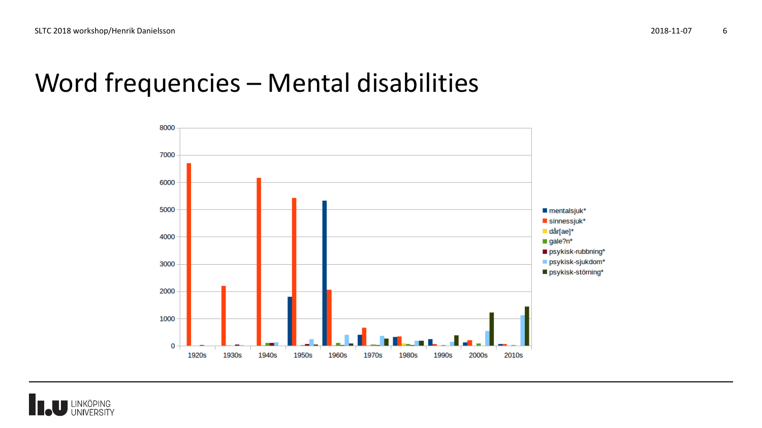# Word frequencies – Mental disabilities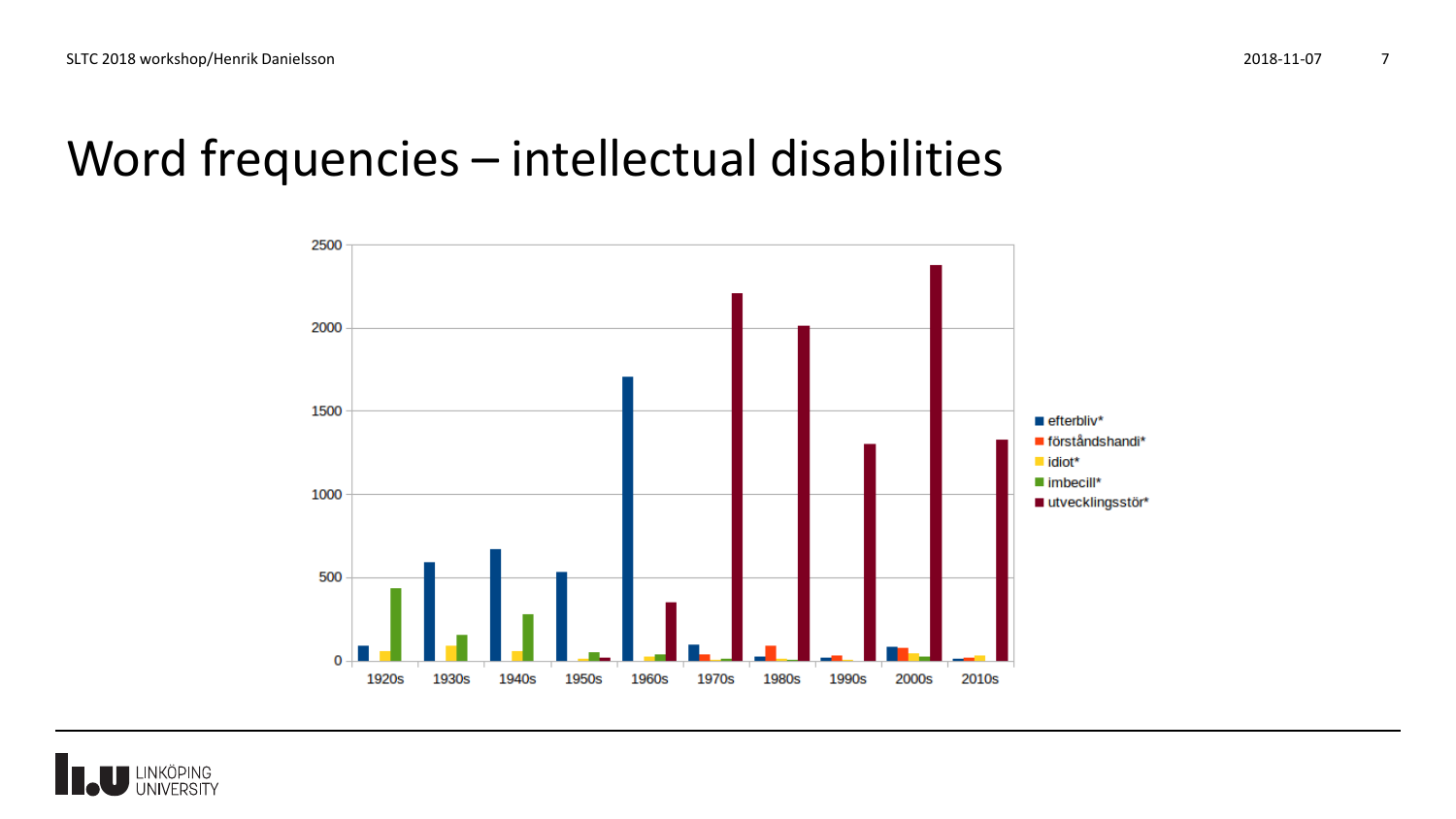# Word frequencies – intellectual disabilities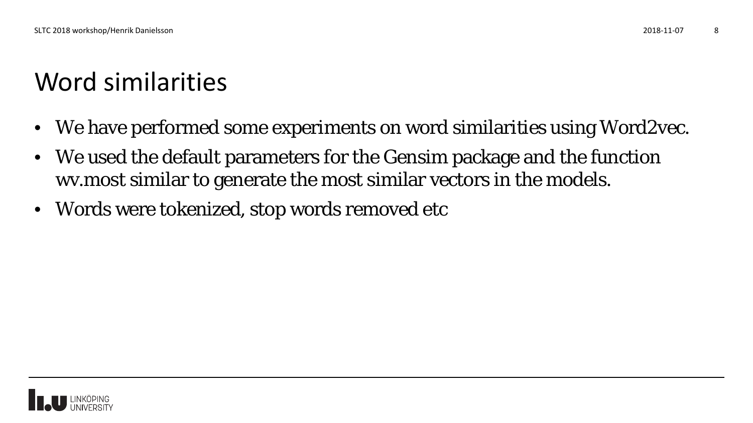# Word similarities

- We have performed some experiments on word similarities using Word2vec.
- We used the default parameters for the Gensim package and the function wv.most similar to generate the most similar vectors in the models.
- Words were tokenized, stop words removed etc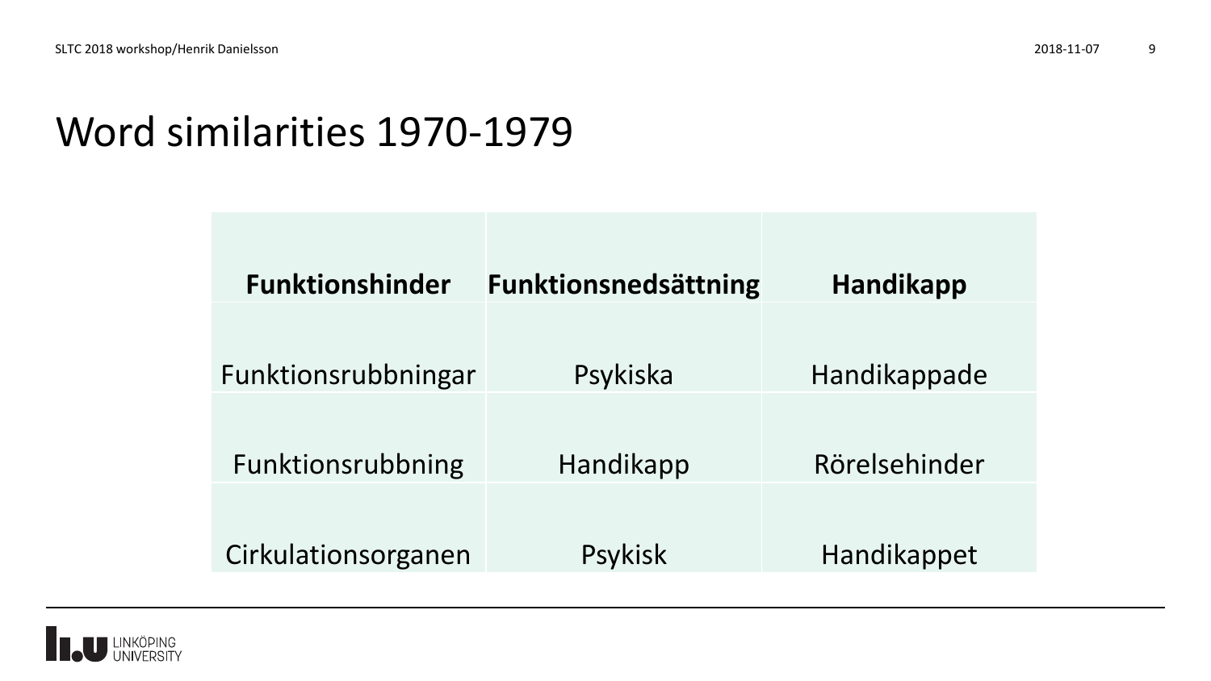# Word similarities 1970-1979

| Funktionshinder | Funktionsnedsättning | Handikapp |
|---|---|---|
| Funktionsrubbningar | Psykiska | Handikappade |
| Funktionsrubbning | Handikapp | Rörelsehinder |
| Cirkulationsorganen | Psykisk | Handikappet |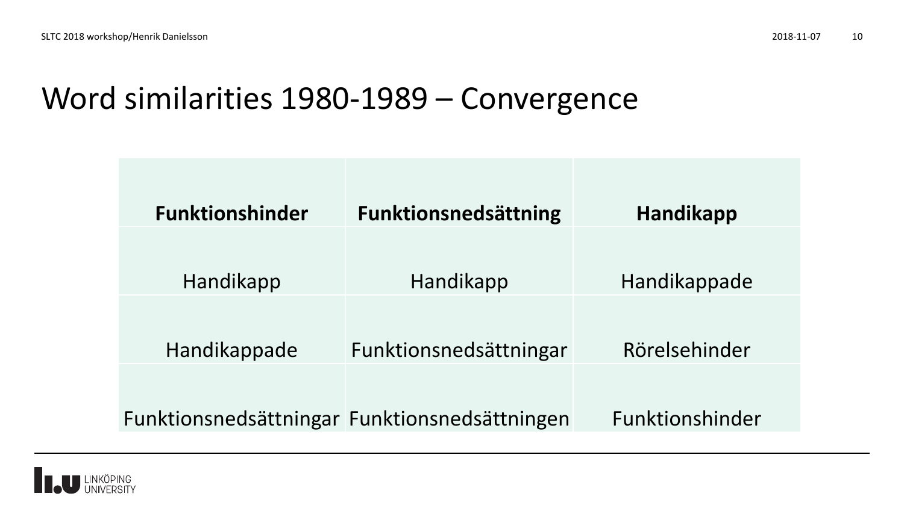# Word similarities 1980-1989 – Convergence

| **Funktionshinder** | **Funktionsnedsättning** | **Handikapp** |
| --- | --- | --- |
| Handikapp | Handikapp | Handikappade |
| Handikappade | Funktionsnedsättningar | Rörelsehinder |
| Funktionsnedsättningar | Funktionsnedsättningen | Funktionshinder |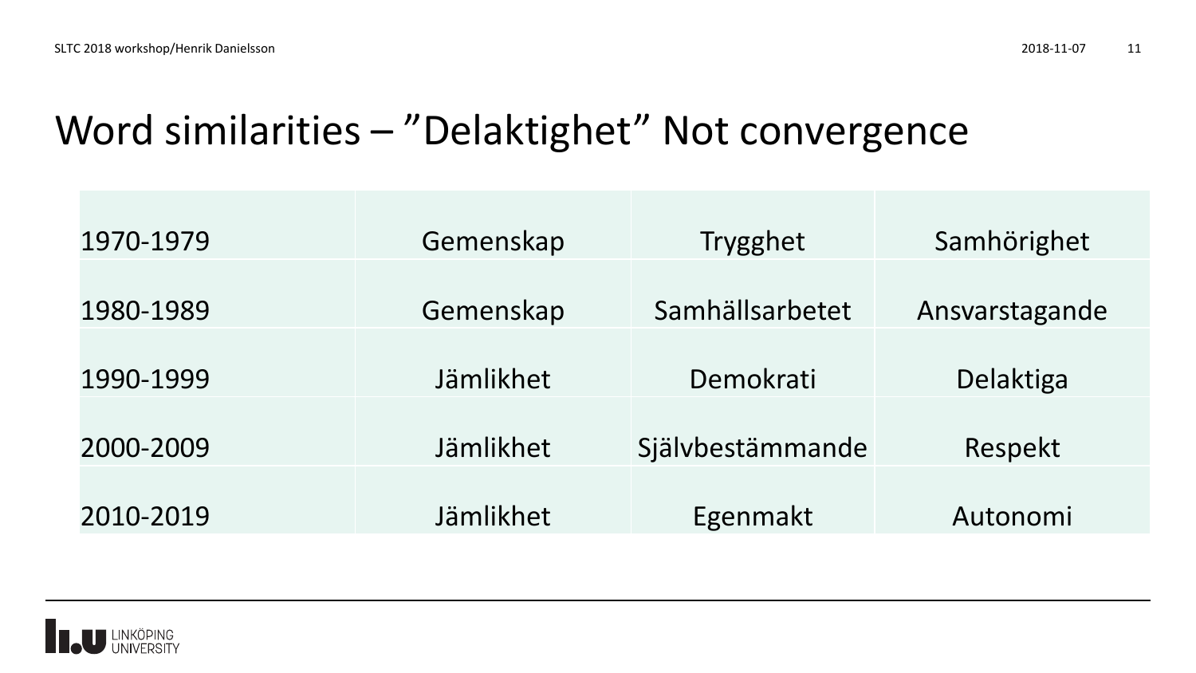# Word similarities – ”Delaktighet” Not convergence

| | | | |
|---|---|---|---|
| 1970-1979 | Gemenskap | Trygghet | Samhörighet |
| 1980-1989 | Gemenskap | Samhällsarbetet | Ansvarstagande |
| 1990-1999 | Jämlikhet | Demokrati | Delaktiga |
| 2000-2009 | Jämlikhet | Självbestämmande | Respekt |
| 2010-2019 | Jämlikhet | Egenmakt | Autonomi |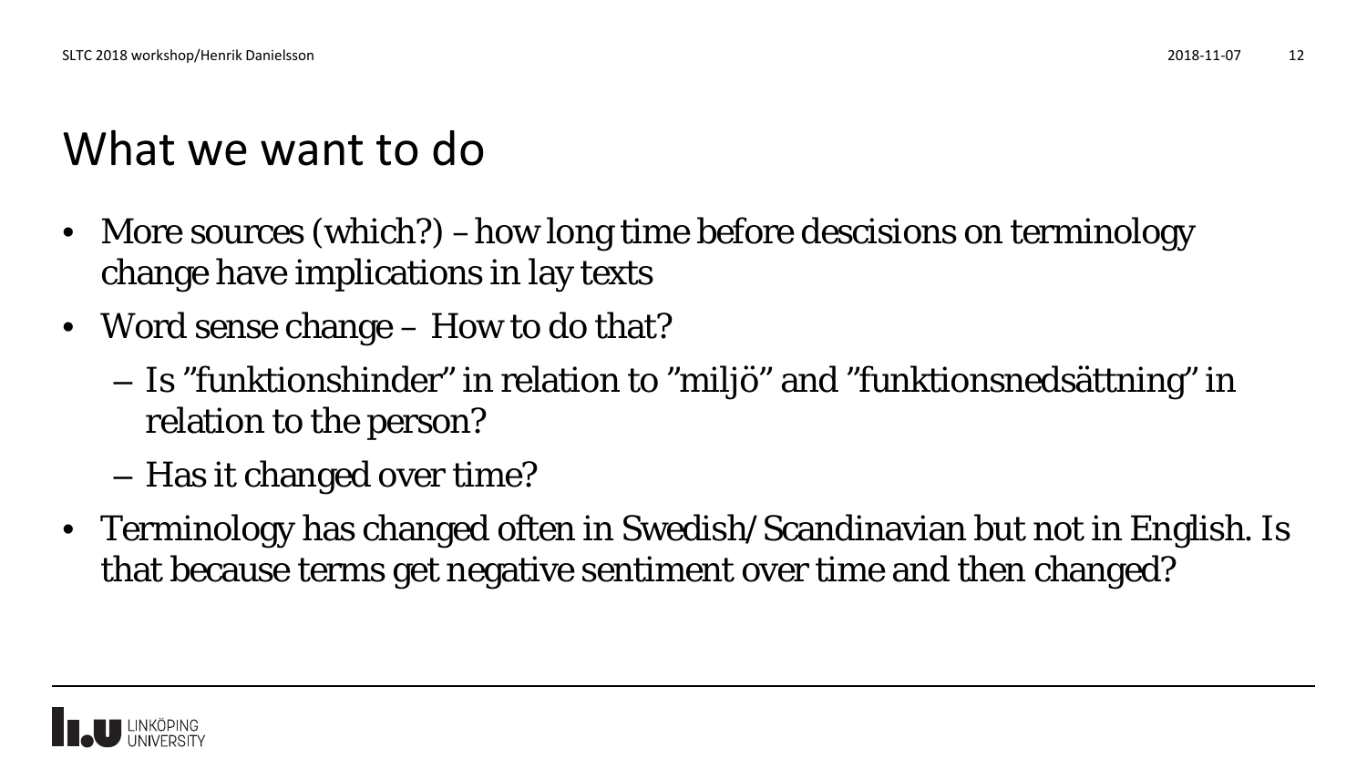# What we want to do

- More sources (which?) – how long time before descisions on terminology change have implications in lay texts
- Word sense change – How to do that?
  - Is ”funktionshinder” in relation to ”miljö” and ”funktionsnedsättning” in relation to the person?
  - Has it changed over time?
- Terminology has changed often in Swedish/Scandinavian but not in English. Is that because terms get negative sentiment over time and then changed?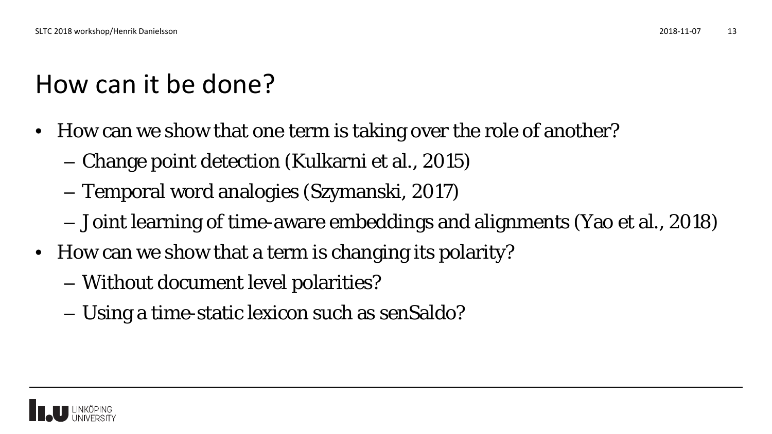# How can it be done?

- How can we show that one term is taking over the role of another?
  - Change point detection (Kulkarni et al., 2015)
  - Temporal word analogies (Szymanski, 2017)
  - Joint learning of time-aware embeddings and alignments (Yao et al., 2018)
- How can we show that a term is changing its polarity?
  - Without document level polarities?
  - Using a time-static lexicon such as senSaldo?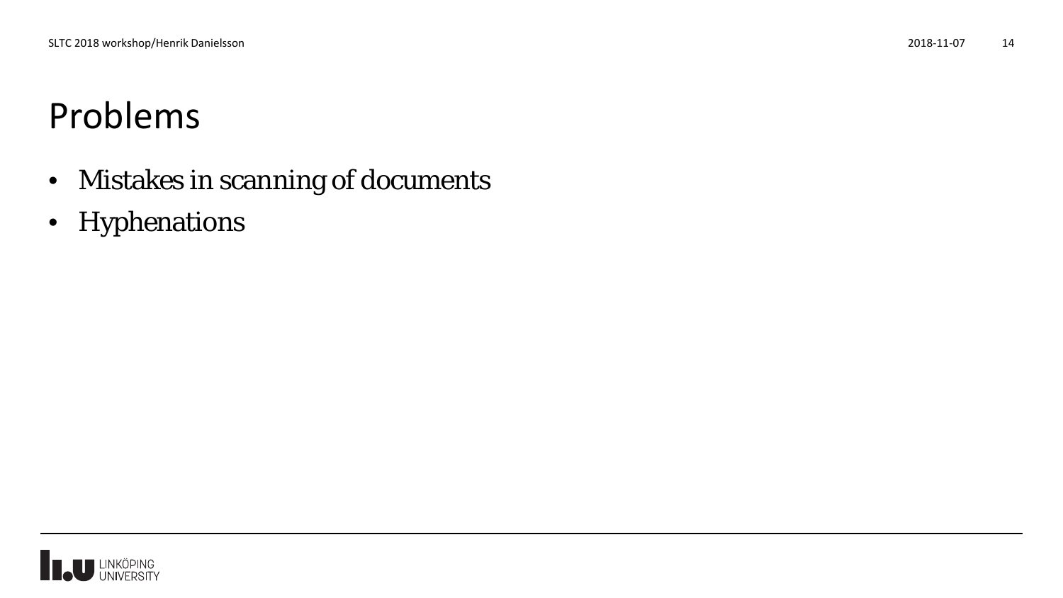# Problems

- Mistakes in scanning of documents
- Hyphenations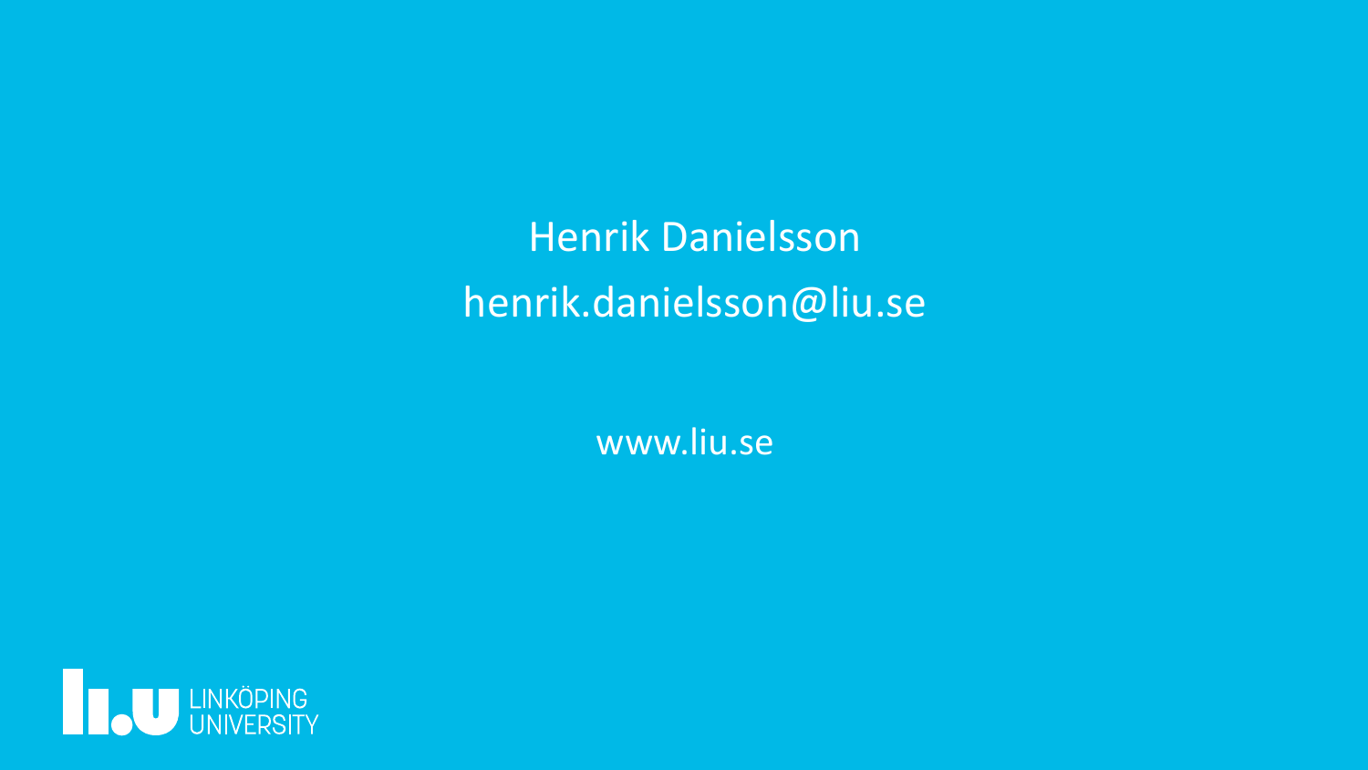Henrik Danielsson

henrik.danielsson@liu.se

www.liu.se

LINKÖPING UNIVERSITY